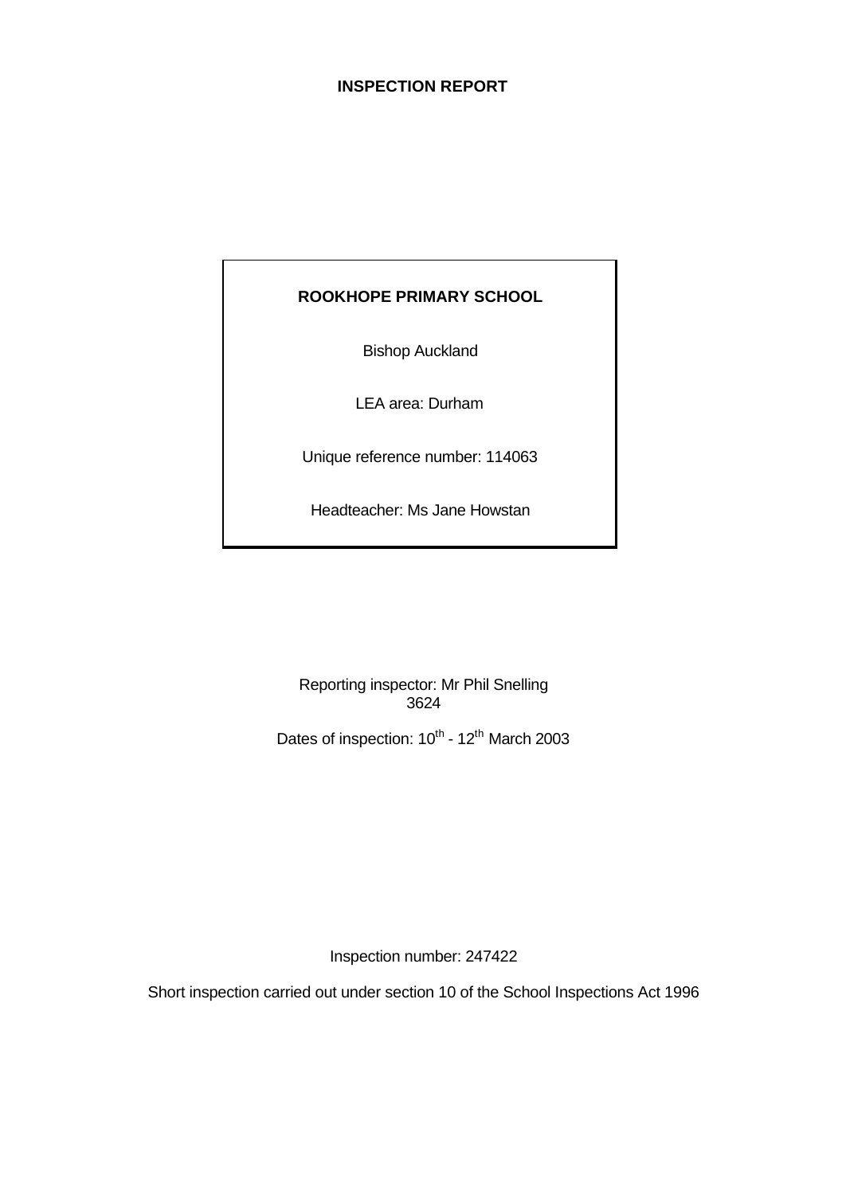# INSPECTION REPORT

**ROOKHOPE PRIMARY SCHOOL**

Bishop Auckland

LEA area: Durham

Unique reference number: 114063

Headteacher: Ms Jane Howstan

Reporting inspector: Mr Phil Snelling
3624

Dates of inspection: 10th - 12th March 2003

Inspection number: 247422

Short inspection carried out under section 10 of the School Inspections Act 1996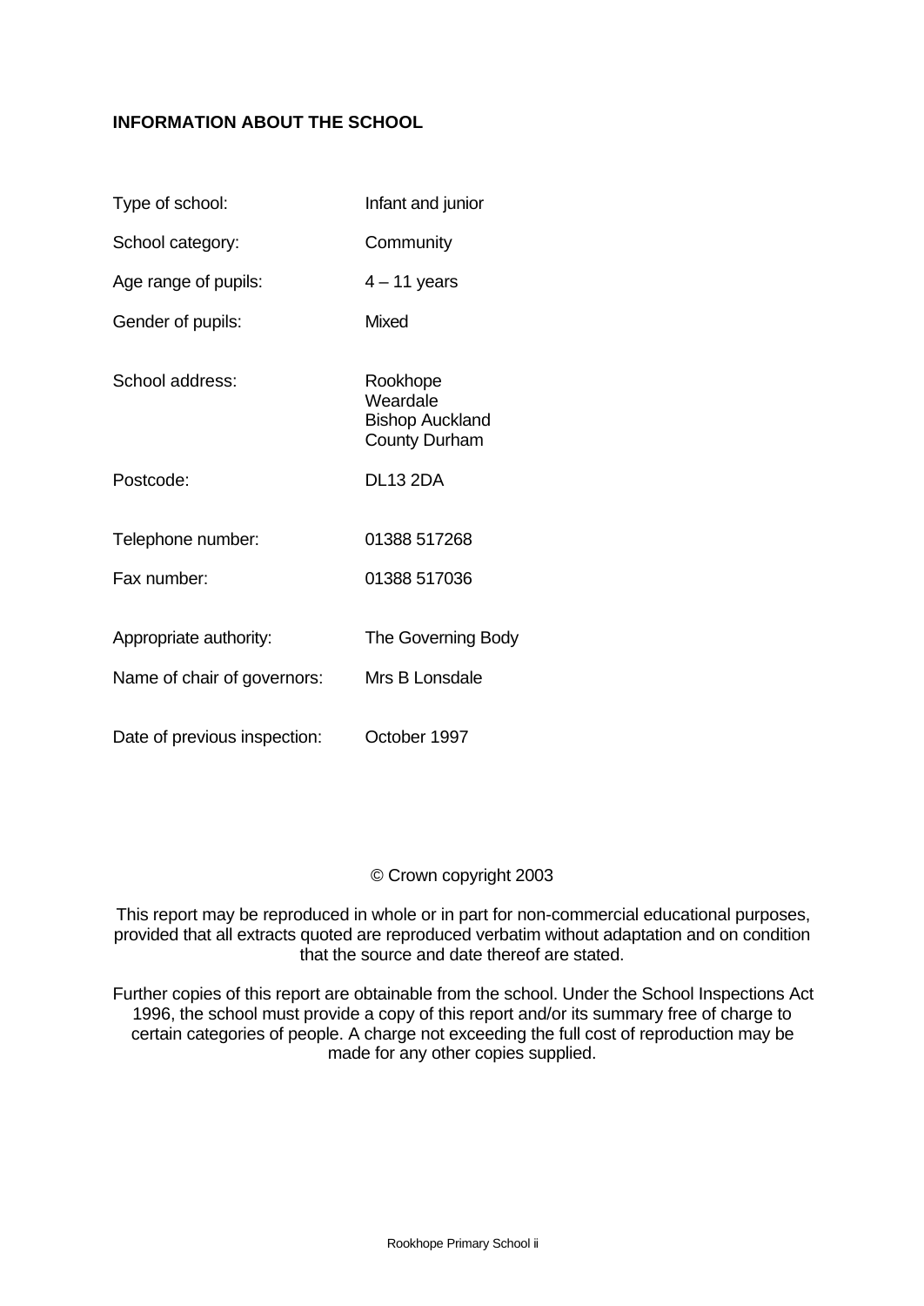## INFORMATION ABOUT THE SCHOOL

| | |
|---|---|
| Type of school: | Infant and junior |
| School category: | Community |
| Age range of pupils: | 4 – 11 years |
| Gender of pupils: | Mixed |
| School address: | Rookhope<br>Weardale<br>Bishop Auckland<br>County Durham |
| Postcode: | DL13 2DA |
| Telephone number: | 01388 517268 |
| Fax number: | 01388 517036 |
| Appropriate authority: | The Governing Body |
| Name of chair of governors: | Mrs B Lonsdale |
| Date of previous inspection: | October 1997 |

© Crown copyright 2003

This report may be reproduced in whole or in part for non-commercial educational purposes, provided that all extracts quoted are reproduced verbatim without adaptation and on condition that the source and date thereof are stated.

Further copies of this report are obtainable from the school. Under the School Inspections Act 1996, the school must provide a copy of this report and/or its summary free of charge to certain categories of people. A charge not exceeding the full cost of reproduction may be made for any other copies supplied.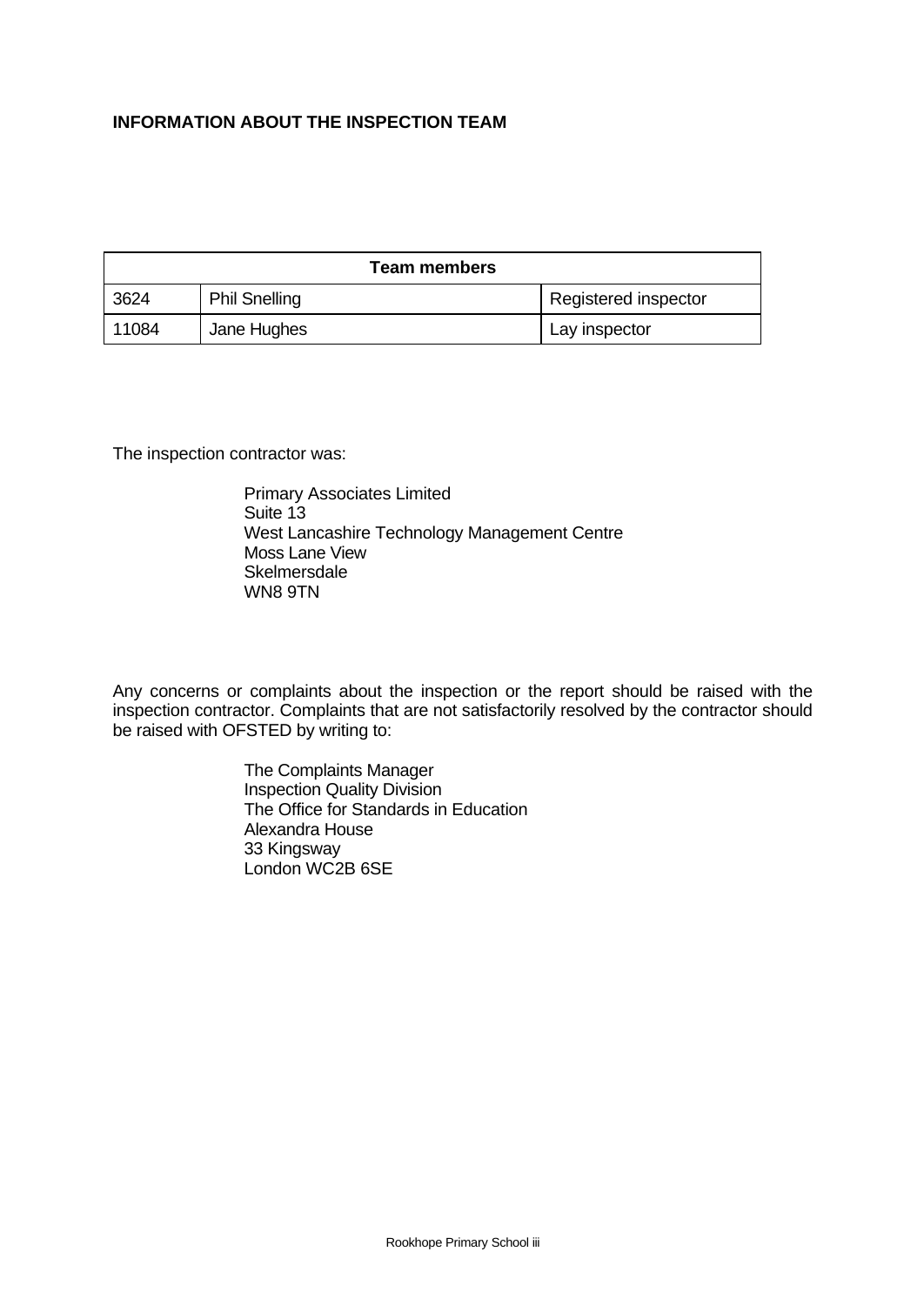## INFORMATION ABOUT THE INSPECTION TEAM

| Team members | | |
|---|---|---|
| 3624 | Phil Snelling | Registered inspector |
| 11084 | Jane Hughes | Lay inspector |

The inspection contractor was:

Primary Associates Limited
Suite 13
West Lancashire Technology Management Centre
Moss Lane View
Skelmersdale
WN8 9TN

Any concerns or complaints about the inspection or the report should be raised with the inspection contractor. Complaints that are not satisfactorily resolved by the contractor should be raised with OFSTED by writing to:

The Complaints Manager
Inspection Quality Division
The Office for Standards in Education
Alexandra House
33 Kingsway
London WC2B 6SE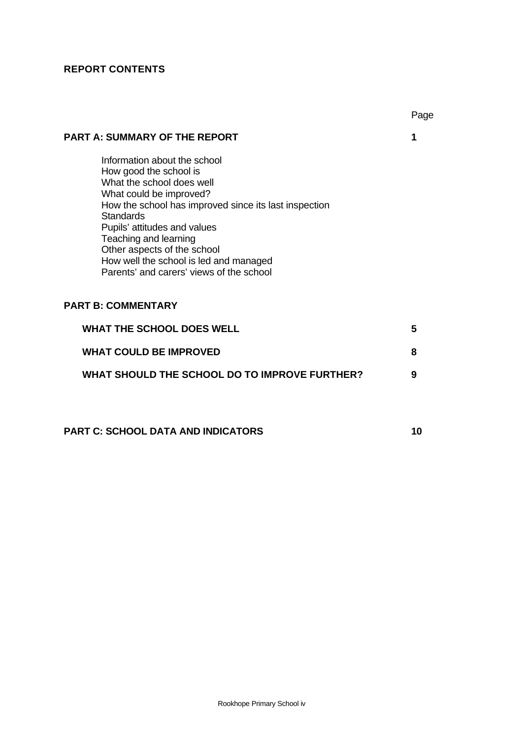**REPORT CONTENTS**

| | Page |
|---|---|
| **PART A: SUMMARY OF THE REPORT** | **1** |
| Information about the school<br>How good the school is<br>What the school does well<br>What could be improved?<br>How the school has improved since its last inspection<br>Standards<br>Pupils' attitudes and values<br>Teaching and learning<br>Other aspects of the school<br>How well the school is led and managed<br>Parents' and carers' views of the school | |
| **PART B: COMMENTARY** | |
| **WHAT THE SCHOOL DOES WELL** | **5** |
| **WHAT COULD BE IMPROVED** | **8** |
| **WHAT SHOULD THE SCHOOL DO TO IMPROVE FURTHER?** | **9** |
| **PART C: SCHOOL DATA AND INDICATORS** | **10** |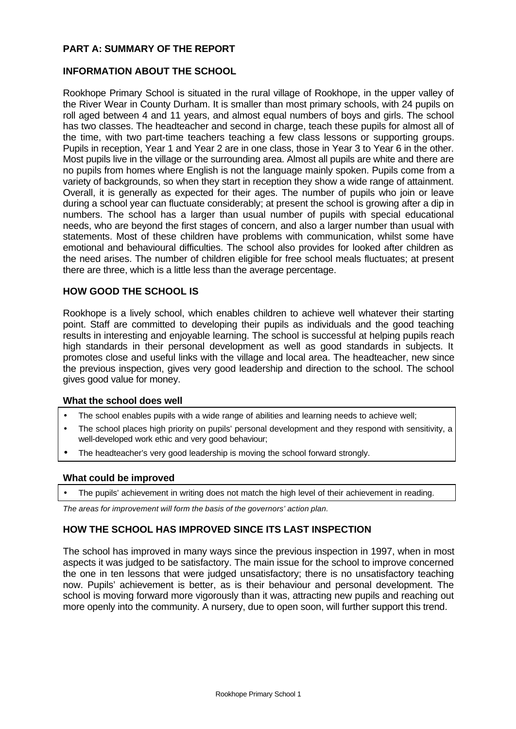## PART A: SUMMARY OF THE REPORT

### INFORMATION ABOUT THE SCHOOL

Rookhope Primary School is situated in the rural village of Rookhope, in the upper valley of the River Wear in County Durham. It is smaller than most primary schools, with 24 pupils on roll aged between 4 and 11 years, and almost equal numbers of boys and girls. The school has two classes. The headteacher and second in charge, teach these pupils for almost all of the time, with two part-time teachers teaching a few class lessons or supporting groups. Pupils in reception, Year 1 and Year 2 are in one class, those in Year 3 to Year 6 in the other. Most pupils live in the village or the surrounding area. Almost all pupils are white and there are no pupils from homes where English is not the language mainly spoken. Pupils come from a variety of backgrounds, so when they start in reception they show a wide range of attainment. Overall, it is generally as expected for their ages. The number of pupils who join or leave during a school year can fluctuate considerably; at present the school is growing after a dip in numbers. The school has a larger than usual number of pupils with special educational needs, who are beyond the first stages of concern, and also a larger number than usual with statements. Most of these children have problems with communication, whilst some have emotional and behavioural difficulties. The school also provides for looked after children as the need arises. The number of children eligible for free school meals fluctuates; at present there are three, which is a little less than the average percentage.

### HOW GOOD THE SCHOOL IS

Rookhope is a lively school, which enables children to achieve well whatever their starting point. Staff are committed to developing their pupils as individuals and the good teaching results in interesting and enjoyable learning. The school is successful at helping pupils reach high standards in their personal development as well as good standards in subjects. It promotes close and useful links with the village and local area. The headteacher, new since the previous inspection, gives very good leadership and direction to the school. The school gives good value for money.

#### What the school does well

- The school enables pupils with a wide range of abilities and learning needs to achieve well;
- The school places high priority on pupils' personal development and they respond with sensitivity, a well-developed work ethic and very good behaviour;
- The headteacher's very good leadership is moving the school forward strongly.

#### What could be improved

- The pupils' achievement in writing does not match the high level of their achievement in reading.

*The areas for improvement will form the basis of the governors' action plan.*

### HOW THE SCHOOL HAS IMPROVED SINCE ITS LAST INSPECTION

The school has improved in many ways since the previous inspection in 1997, when in most aspects it was judged to be satisfactory. The main issue for the school to improve concerned the one in ten lessons that were judged unsatisfactory; there is no unsatisfactory teaching now. Pupils' achievement is better, as is their behaviour and personal development. The school is moving forward more vigorously than it was, attracting new pupils and reaching out more openly into the community. A nursery, due to open soon, will further support this trend.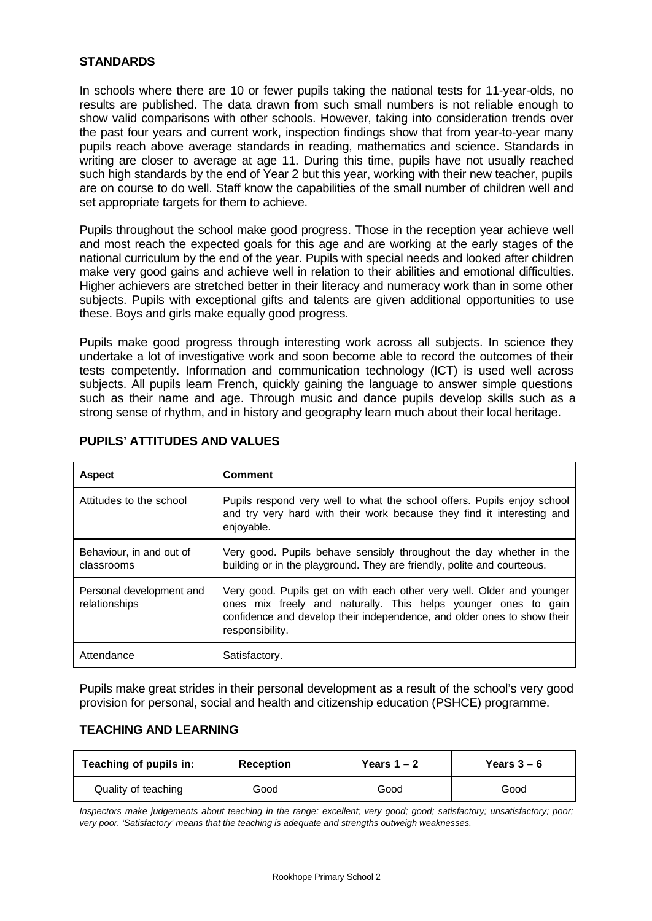## STANDARDS

In schools where there are 10 or fewer pupils taking the national tests for 11-year-olds, no results are published. The data drawn from such small numbers is not reliable enough to show valid comparisons with other schools. However, taking into consideration trends over the past four years and current work, inspection findings show that from year-to-year many pupils reach above average standards in reading, mathematics and science. Standards in writing are closer to average at age 11. During this time, pupils have not usually reached such high standards by the end of Year 2 but this year, working with their new teacher, pupils are on course to do well. Staff know the capabilities of the small number of children well and set appropriate targets for them to achieve.

Pupils throughout the school make good progress. Those in the reception year achieve well and most reach the expected goals for this age and are working at the early stages of the national curriculum by the end of the year. Pupils with special needs and looked after children make very good gains and achieve well in relation to their abilities and emotional difficulties. Higher achievers are stretched better in their literacy and numeracy work than in some other subjects. Pupils with exceptional gifts and talents are given additional opportunities to use these. Boys and girls make equally good progress.

Pupils make good progress through interesting work across all subjects. In science they undertake a lot of investigative work and soon become able to record the outcomes of their tests competently. Information and communication technology (ICT) is used well across subjects. All pupils learn French, quickly gaining the language to answer simple questions such as their name and age. Through music and dance pupils develop skills such as a strong sense of rhythm, and in history and geography learn much about their local heritage.

## PUPILS' ATTITUDES AND VALUES

| Aspect | Comment |
|---|---|
| Attitudes to the school | Pupils respond very well to what the school offers. Pupils enjoy school and try very hard with their work because they find it interesting and enjoyable. |
| Behaviour, in and out of classrooms | Very good. Pupils behave sensibly throughout the day whether in the building or in the playground. They are friendly, polite and courteous. |
| Personal development and relationships | Very good. Pupils get on with each other very well. Older and younger ones mix freely and naturally. This helps younger ones to gain confidence and develop their independence, and older ones to show their responsibility. |
| Attendance | Satisfactory. |

Pupils make great strides in their personal development as a result of the school's very good provision for personal, social and health and citizenship education (PSHCE) programme.

## TEACHING AND LEARNING

| Teaching of pupils in: | Reception | Years 1 – 2 | Years 3 – 6 |
|---|---|---|---|
| Quality of teaching | Good | Good | Good |

*Inspectors make judgements about teaching in the range: excellent; very good; good; satisfactory; unsatisfactory; poor; very poor. 'Satisfactory' means that the teaching is adequate and strengths outweigh weaknesses.*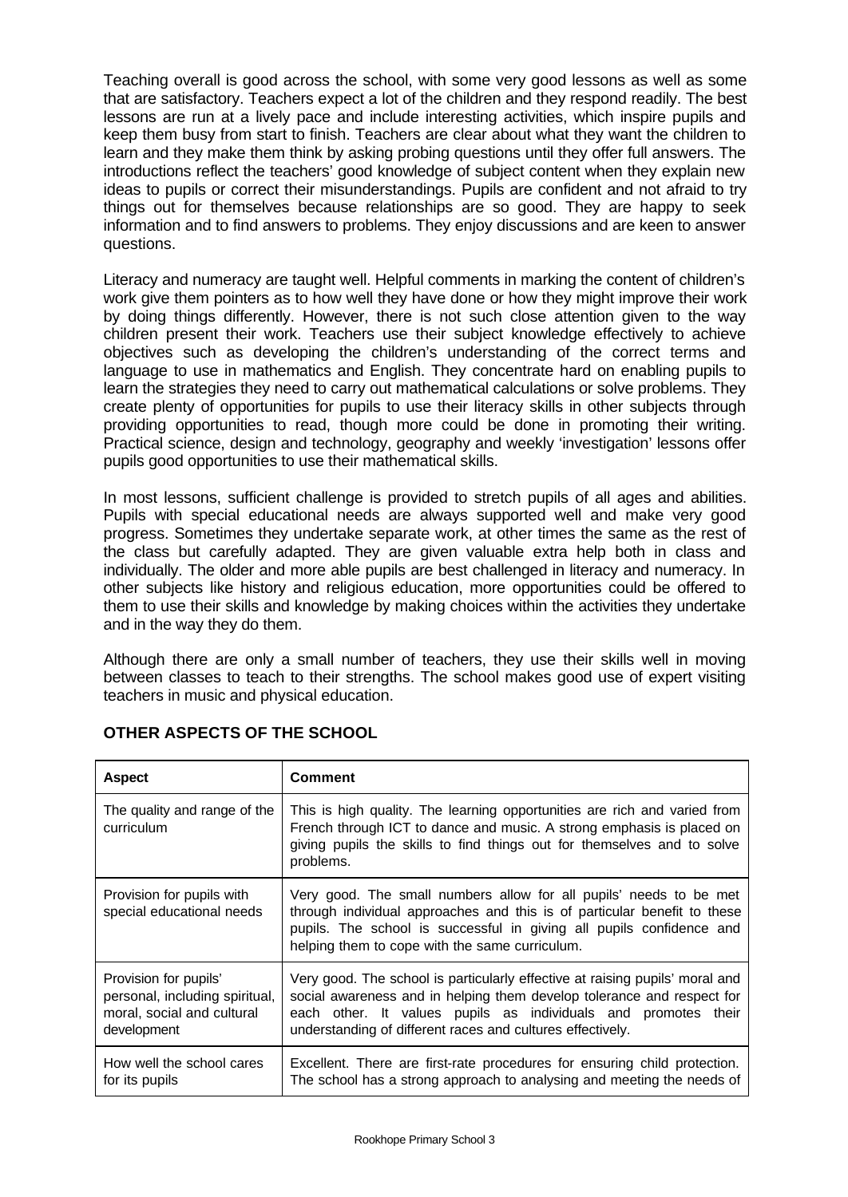Teaching overall is good across the school, with some very good lessons as well as some that are satisfactory. Teachers expect a lot of the children and they respond readily. The best lessons are run at a lively pace and include interesting activities, which inspire pupils and keep them busy from start to finish. Teachers are clear about what they want the children to learn and they make them think by asking probing questions until they offer full answers. The introductions reflect the teachers' good knowledge of subject content when they explain new ideas to pupils or correct their misunderstandings. Pupils are confident and not afraid to try things out for themselves because relationships are so good. They are happy to seek information and to find answers to problems. They enjoy discussions and are keen to answer questions.

Literacy and numeracy are taught well. Helpful comments in marking the content of children's work give them pointers as to how well they have done or how they might improve their work by doing things differently. However, there is not such close attention given to the way children present their work. Teachers use their subject knowledge effectively to achieve objectives such as developing the children's understanding of the correct terms and language to use in mathematics and English. They concentrate hard on enabling pupils to learn the strategies they need to carry out mathematical calculations or solve problems. They create plenty of opportunities for pupils to use their literacy skills in other subjects through providing opportunities to read, though more could be done in promoting their writing. Practical science, design and technology, geography and weekly 'investigation' lessons offer pupils good opportunities to use their mathematical skills.

In most lessons, sufficient challenge is provided to stretch pupils of all ages and abilities. Pupils with special educational needs are always supported well and make very good progress. Sometimes they undertake separate work, at other times the same as the rest of the class but carefully adapted. They are given valuable extra help both in class and individually. The older and more able pupils are best challenged in literacy and numeracy. In other subjects like history and religious education, more opportunities could be offered to them to use their skills and knowledge by making choices within the activities they undertake and in the way they do them.

Although there are only a small number of teachers, they use their skills well in moving between classes to teach to their strengths. The school makes good use of expert visiting teachers in music and physical education.

## OTHER ASPECTS OF THE SCHOOL

| Aspect | Comment |
|---|---|
| The quality and range of the curriculum | This is high quality. The learning opportunities are rich and varied from French through ICT to dance and music. A strong emphasis is placed on giving pupils the skills to find things out for themselves and to solve problems. |
| Provision for pupils with special educational needs | Very good. The small numbers allow for all pupils' needs to be met through individual approaches and this is of particular benefit to these pupils. The school is successful in giving all pupils confidence and helping them to cope with the same curriculum. |
| Provision for pupils' personal, including spiritual, moral, social and cultural development | Very good. The school is particularly effective at raising pupils' moral and social awareness and in helping them develop tolerance and respect for each other. It values pupils as individuals and promotes their understanding of different races and cultures effectively. |
| How well the school cares for its pupils | Excellent. There are first-rate procedures for ensuring child protection. The school has a strong approach to analysing and meeting the needs of |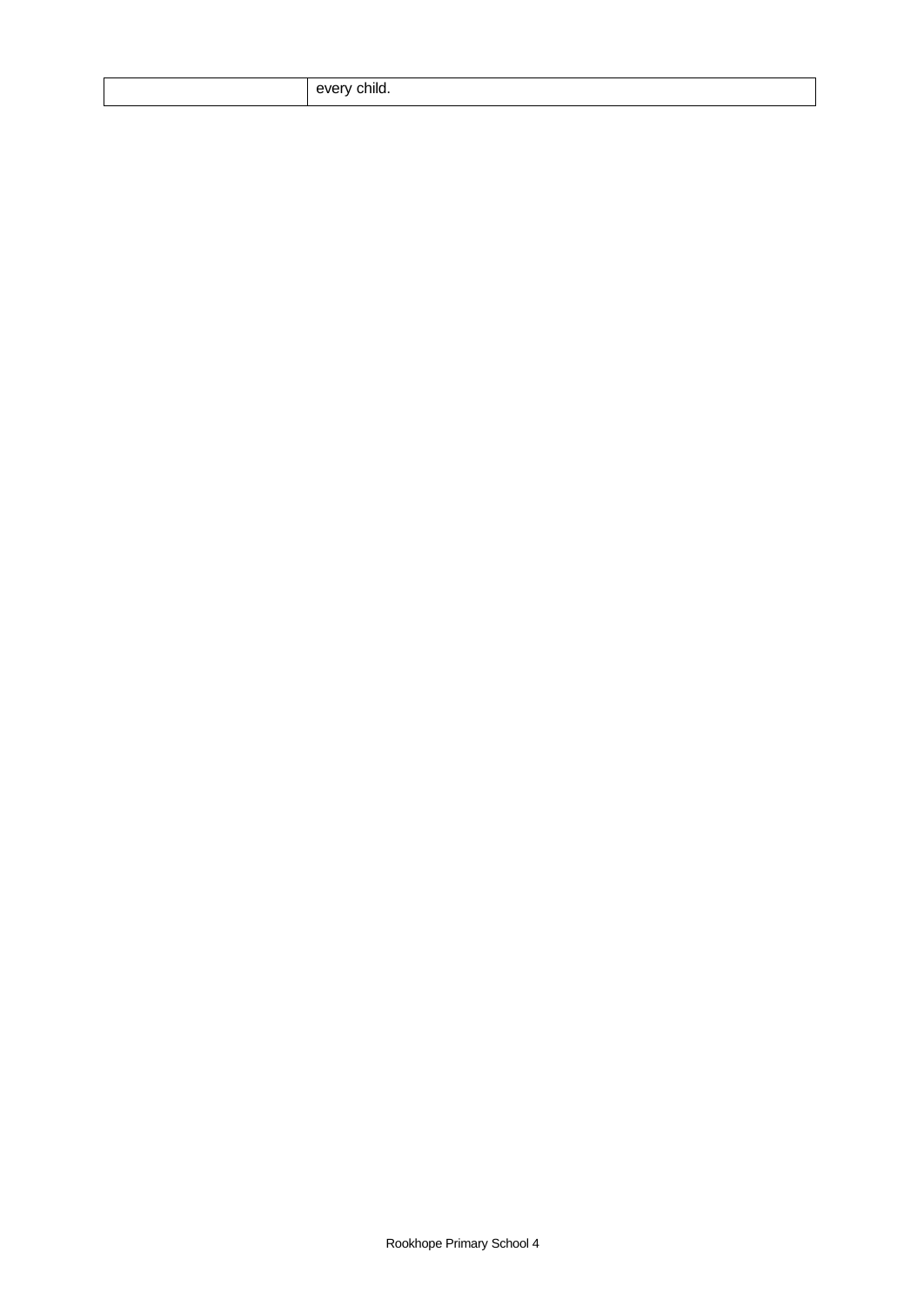|  | every child. |
|---|---|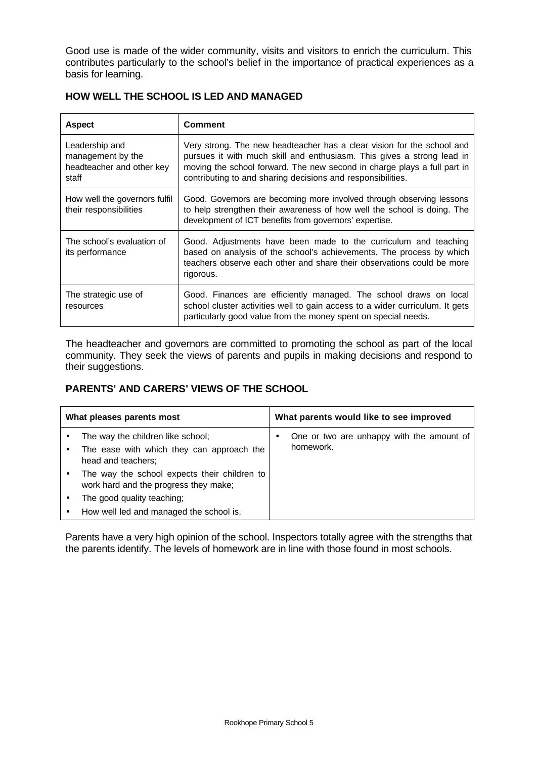Good use is made of the wider community, visits and visitors to enrich the curriculum. This contributes particularly to the school's belief in the importance of practical experiences as a basis for learning.

## HOW WELL THE SCHOOL IS LED AND MANAGED

| Aspect | Comment |
|---|---|
| Leadership and management by the headteacher and other key staff | Very strong. The new headteacher has a clear vision for the school and pursues it with much skill and enthusiasm. This gives a strong lead in moving the school forward. The new second in charge plays a full part in contributing to and sharing decisions and responsibilities. |
| How well the governors fulfil their responsibilities | Good. Governors are becoming more involved through observing lessons to help strengthen their awareness of how well the school is doing. The development of ICT benefits from governors' expertise. |
| The school's evaluation of its performance | Good. Adjustments have been made to the curriculum and teaching based on analysis of the school's achievements. The process by which teachers observe each other and share their observations could be more rigorous. |
| The strategic use of resources | Good. Finances are efficiently managed. The school draws on local school cluster activities well to gain access to a wider curriculum. It gets particularly good value from the money spent on special needs. |

The headteacher and governors are committed to promoting the school as part of the local community. They seek the views of parents and pupils in making decisions and respond to their suggestions.

## PARENTS' AND CARERS' VIEWS OF THE SCHOOL

| What pleases parents most | What parents would like to see improved |
|---|---|
| • The way the children like school;<br>• The ease with which they can approach the head and teachers;<br>• The way the school expects their children to work hard and the progress they make;<br>• The good quality teaching;<br>• How well led and managed the school is. | • One or two are unhappy with the amount of homework. |

Parents have a very high opinion of the school. Inspectors totally agree with the strengths that the parents identify. The levels of homework are in line with those found in most schools.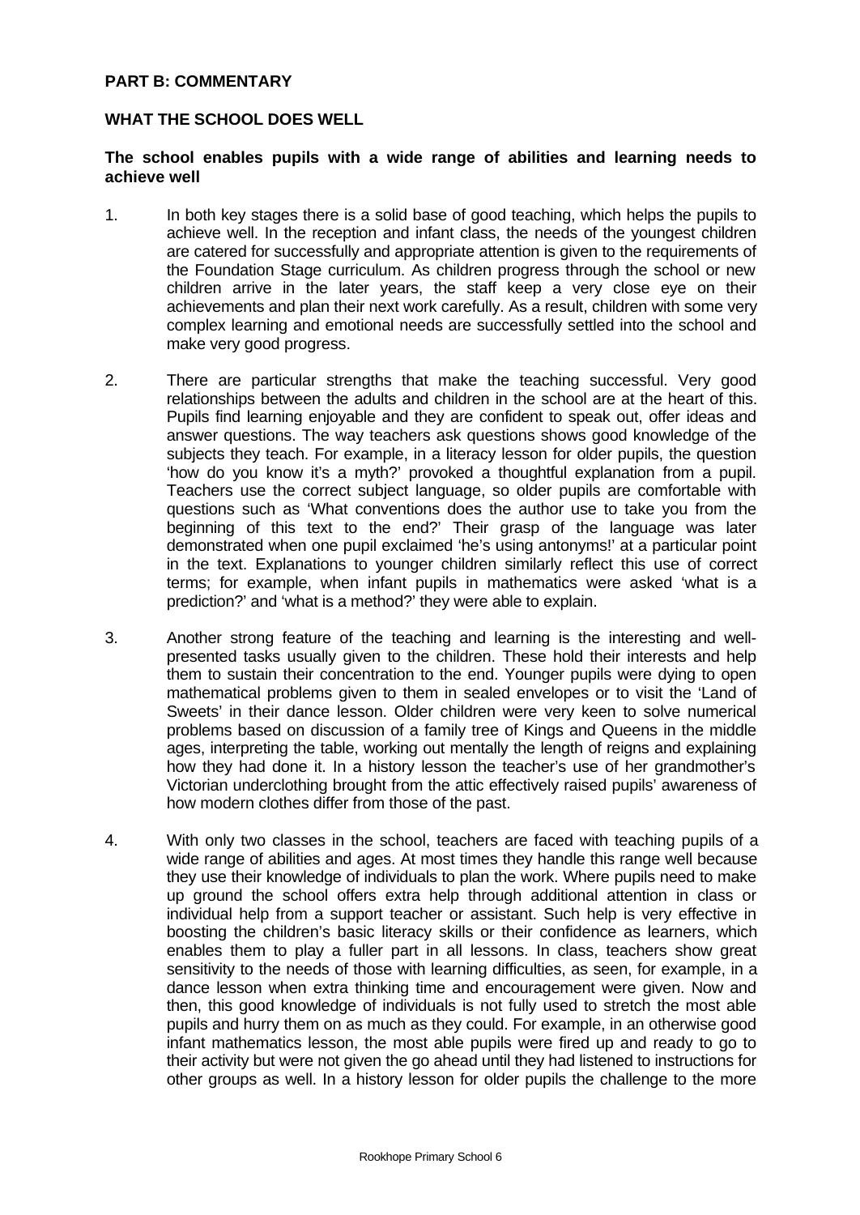## PART B: COMMENTARY

### WHAT THE SCHOOL DOES WELL

**The school enables pupils with a wide range of abilities and learning needs to achieve well**

1. In both key stages there is a solid base of good teaching, which helps the pupils to achieve well. In the reception and infant class, the needs of the youngest children are catered for successfully and appropriate attention is given to the requirements of the Foundation Stage curriculum. As children progress through the school or new children arrive in the later years, the staff keep a very close eye on their achievements and plan their next work carefully. As a result, children with some very complex learning and emotional needs are successfully settled into the school and make very good progress.

2. There are particular strengths that make the teaching successful. Very good relationships between the adults and children in the school are at the heart of this. Pupils find learning enjoyable and they are confident to speak out, offer ideas and answer questions. The way teachers ask questions shows good knowledge of the subjects they teach. For example, in a literacy lesson for older pupils, the question 'how do you know it's a myth?' provoked a thoughtful explanation from a pupil. Teachers use the correct subject language, so older pupils are comfortable with questions such as 'What conventions does the author use to take you from the beginning of this text to the end?' Their grasp of the language was later demonstrated when one pupil exclaimed 'he's using antonyms!' at a particular point in the text. Explanations to younger children similarly reflect this use of correct terms; for example, when infant pupils in mathematics were asked 'what is a prediction?' and 'what is a method?' they were able to explain.

3. Another strong feature of the teaching and learning is the interesting and well-presented tasks usually given to the children. These hold their interests and help them to sustain their concentration to the end. Younger pupils were dying to open mathematical problems given to them in sealed envelopes or to visit the 'Land of Sweets' in their dance lesson. Older children were very keen to solve numerical problems based on discussion of a family tree of Kings and Queens in the middle ages, interpreting the table, working out mentally the length of reigns and explaining how they had done it. In a history lesson the teacher's use of her grandmother's Victorian underclothing brought from the attic effectively raised pupils' awareness of how modern clothes differ from those of the past.

4. With only two classes in the school, teachers are faced with teaching pupils of a wide range of abilities and ages. At most times they handle this range well because they use their knowledge of individuals to plan the work. Where pupils need to make up ground the school offers extra help through additional attention in class or individual help from a support teacher or assistant. Such help is very effective in boosting the children's basic literacy skills or their confidence as learners, which enables them to play a fuller part in all lessons. In class, teachers show great sensitivity to the needs of those with learning difficulties, as seen, for example, in a dance lesson when extra thinking time and encouragement were given. Now and then, this good knowledge of individuals is not fully used to stretch the most able pupils and hurry them on as much as they could. For example, in an otherwise good infant mathematics lesson, the most able pupils were fired up and ready to go to their activity but were not given the go ahead until they had listened to instructions for other groups as well. In a history lesson for older pupils the challenge to the more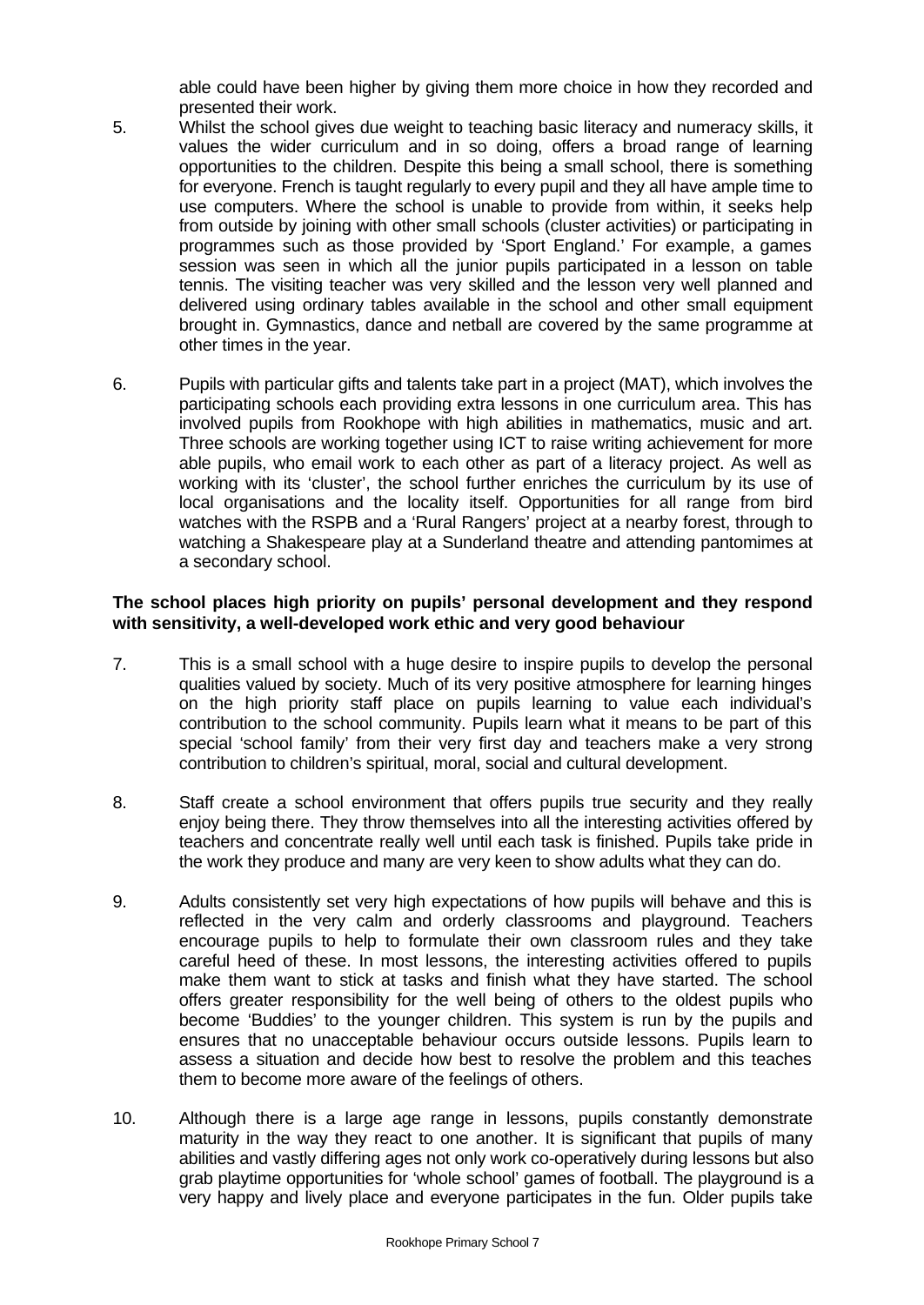able could have been higher by giving them more choice in how they recorded and presented their work.

5. Whilst the school gives due weight to teaching basic literacy and numeracy skills, it values the wider curriculum and in so doing, offers a broad range of learning opportunities to the children. Despite this being a small school, there is something for everyone. French is taught regularly to every pupil and they all have ample time to use computers. Where the school is unable to provide from within, it seeks help from outside by joining with other small schools (cluster activities) or participating in programmes such as those provided by 'Sport England.' For example, a games session was seen in which all the junior pupils participated in a lesson on table tennis. The visiting teacher was very skilled and the lesson very well planned and delivered using ordinary tables available in the school and other small equipment brought in. Gymnastics, dance and netball are covered by the same programme at other times in the year.

6. Pupils with particular gifts and talents take part in a project (MAT), which involves the participating schools each providing extra lessons in one curriculum area. This has involved pupils from Rookhope with high abilities in mathematics, music and art. Three schools are working together using ICT to raise writing achievement for more able pupils, who email work to each other as part of a literacy project. As well as working with its 'cluster', the school further enriches the curriculum by its use of local organisations and the locality itself. Opportunities for all range from bird watches with the RSPB and a 'Rural Rangers' project at a nearby forest, through to watching a Shakespeare play at a Sunderland theatre and attending pantomimes at a secondary school.

**The school places high priority on pupils' personal development and they respond with sensitivity, a well-developed work ethic and very good behaviour**

7. This is a small school with a huge desire to inspire pupils to develop the personal qualities valued by society. Much of its very positive atmosphere for learning hinges on the high priority staff place on pupils learning to value each individual's contribution to the school community. Pupils learn what it means to be part of this special 'school family' from their very first day and teachers make a very strong contribution to children's spiritual, moral, social and cultural development.

8. Staff create a school environment that offers pupils true security and they really enjoy being there. They throw themselves into all the interesting activities offered by teachers and concentrate really well until each task is finished. Pupils take pride in the work they produce and many are very keen to show adults what they can do.

9. Adults consistently set very high expectations of how pupils will behave and this is reflected in the very calm and orderly classrooms and playground. Teachers encourage pupils to help to formulate their own classroom rules and they take careful heed of these. In most lessons, the interesting activities offered to pupils make them want to stick at tasks and finish what they have started. The school offers greater responsibility for the well being of others to the oldest pupils who become 'Buddies' to the younger children. This system is run by the pupils and ensures that no unacceptable behaviour occurs outside lessons. Pupils learn to assess a situation and decide how best to resolve the problem and this teaches them to become more aware of the feelings of others.

10. Although there is a large age range in lessons, pupils constantly demonstrate maturity in the way they react to one another. It is significant that pupils of many abilities and vastly differing ages not only work co-operatively during lessons but also grab playtime opportunities for 'whole school' games of football. The playground is a very happy and lively place and everyone participates in the fun. Older pupils take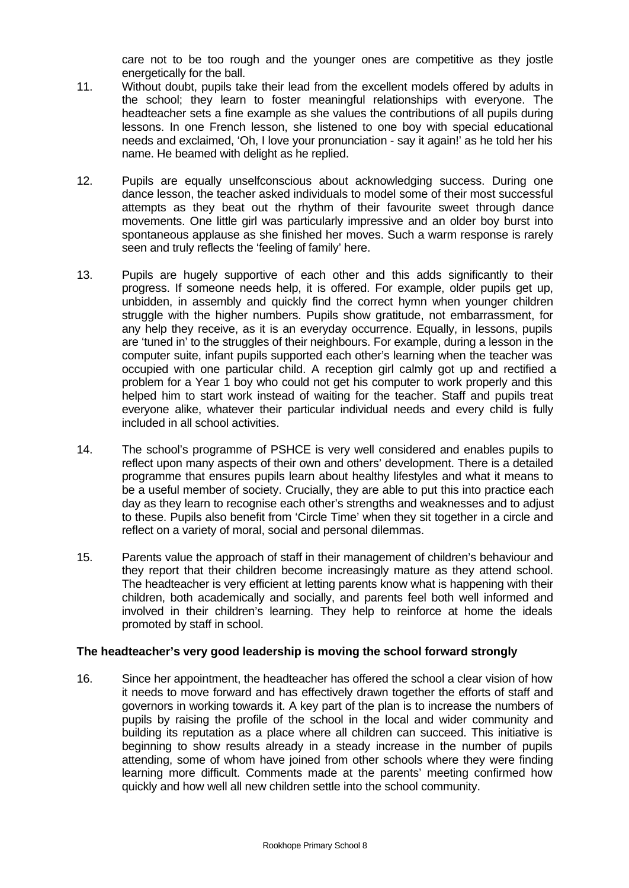care not to be too rough and the younger ones are competitive as they jostle energetically for the ball.

11. Without doubt, pupils take their lead from the excellent models offered by adults in the school; they learn to foster meaningful relationships with everyone. The headteacher sets a fine example as she values the contributions of all pupils during lessons. In one French lesson, she listened to one boy with special educational needs and exclaimed, 'Oh, I love your pronunciation - say it again!' as he told her his name. He beamed with delight as he replied.

12. Pupils are equally unselfconscious about acknowledging success. During one dance lesson, the teacher asked individuals to model some of their most successful attempts as they beat out the rhythm of their favourite sweet through dance movements. One little girl was particularly impressive and an older boy burst into spontaneous applause as she finished her moves. Such a warm response is rarely seen and truly reflects the 'feeling of family' here.

13. Pupils are hugely supportive of each other and this adds significantly to their progress. If someone needs help, it is offered. For example, older pupils get up, unbidden, in assembly and quickly find the correct hymn when younger children struggle with the higher numbers. Pupils show gratitude, not embarrassment, for any help they receive, as it is an everyday occurrence. Equally, in lessons, pupils are 'tuned in' to the struggles of their neighbours. For example, during a lesson in the computer suite, infant pupils supported each other's learning when the teacher was occupied with one particular child. A reception girl calmly got up and rectified a problem for a Year 1 boy who could not get his computer to work properly and this helped him to start work instead of waiting for the teacher. Staff and pupils treat everyone alike, whatever their particular individual needs and every child is fully included in all school activities.

14. The school's programme of PSHCE is very well considered and enables pupils to reflect upon many aspects of their own and others' development. There is a detailed programme that ensures pupils learn about healthy lifestyles and what it means to be a useful member of society. Crucially, they are able to put this into practice each day as they learn to recognise each other's strengths and weaknesses and to adjust to these. Pupils also benefit from 'Circle Time' when they sit together in a circle and reflect on a variety of moral, social and personal dilemmas.

15. Parents value the approach of staff in their management of children's behaviour and they report that their children become increasingly mature as they attend school. The headteacher is very efficient at letting parents know what is happening with their children, both academically and socially, and parents feel both well informed and involved in their children's learning. They help to reinforce at home the ideals promoted by staff in school.

**The headteacher's very good leadership is moving the school forward strongly**

16. Since her appointment, the headteacher has offered the school a clear vision of how it needs to move forward and has effectively drawn together the efforts of staff and governors in working towards it. A key part of the plan is to increase the numbers of pupils by raising the profile of the school in the local and wider community and building its reputation as a place where all children can succeed. This initiative is beginning to show results already in a steady increase in the number of pupils attending, some of whom have joined from other schools where they were finding learning more difficult. Comments made at the parents' meeting confirmed how quickly and how well all new children settle into the school community.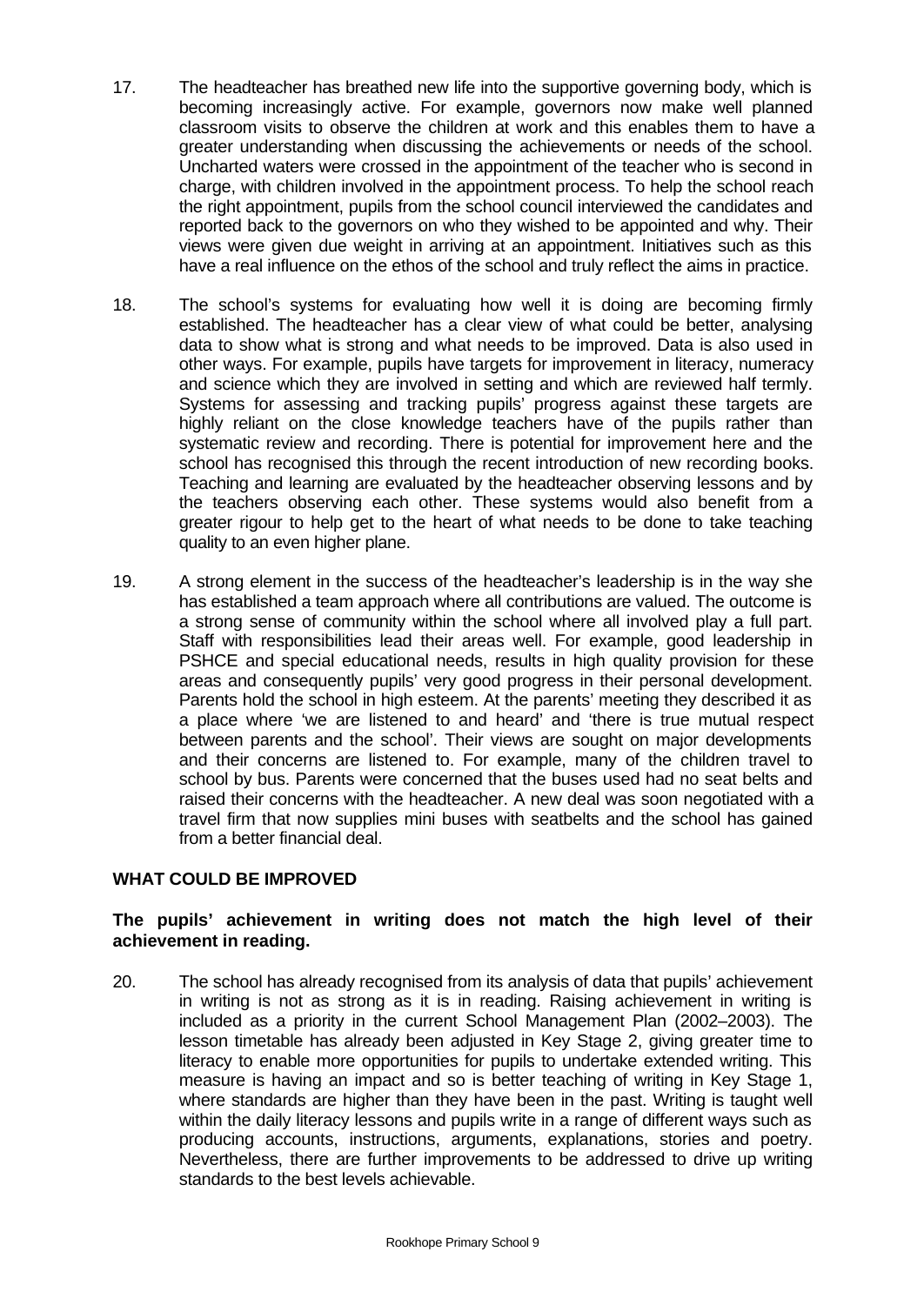17. The headteacher has breathed new life into the supportive governing body, which is becoming increasingly active. For example, governors now make well planned classroom visits to observe the children at work and this enables them to have a greater understanding when discussing the achievements or needs of the school. Uncharted waters were crossed in the appointment of the teacher who is second in charge, with children involved in the appointment process. To help the school reach the right appointment, pupils from the school council interviewed the candidates and reported back to the governors on who they wished to be appointed and why. Their views were given due weight in arriving at an appointment. Initiatives such as this have a real influence on the ethos of the school and truly reflect the aims in practice.

18. The school's systems for evaluating how well it is doing are becoming firmly established. The headteacher has a clear view of what could be better, analysing data to show what is strong and what needs to be improved. Data is also used in other ways. For example, pupils have targets for improvement in literacy, numeracy and science which they are involved in setting and which are reviewed half termly. Systems for assessing and tracking pupils' progress against these targets are highly reliant on the close knowledge teachers have of the pupils rather than systematic review and recording. There is potential for improvement here and the school has recognised this through the recent introduction of new recording books. Teaching and learning are evaluated by the headteacher observing lessons and by the teachers observing each other. These systems would also benefit from a greater rigour to help get to the heart of what needs to be done to take teaching quality to an even higher plane.

19. A strong element in the success of the headteacher's leadership is in the way she has established a team approach where all contributions are valued. The outcome is a strong sense of community within the school where all involved play a full part. Staff with responsibilities lead their areas well. For example, good leadership in PSHCE and special educational needs, results in high quality provision for these areas and consequently pupils' very good progress in their personal development. Parents hold the school in high esteem. At the parents' meeting they described it as a place where 'we are listened to and heard' and 'there is true mutual respect between parents and the school'. Their views are sought on major developments and their concerns are listened to. For example, many of the children travel to school by bus. Parents were concerned that the buses used had no seat belts and raised their concerns with the headteacher. A new deal was soon negotiated with a travel firm that now supplies mini buses with seatbelts and the school has gained from a better financial deal.

## WHAT COULD BE IMPROVED

**The pupils' achievement in writing does not match the high level of their achievement in reading.**

20. The school has already recognised from its analysis of data that pupils' achievement in writing is not as strong as it is in reading. Raising achievement in writing is included as a priority in the current School Management Plan (2002–2003). The lesson timetable has already been adjusted in Key Stage 2, giving greater time to literacy to enable more opportunities for pupils to undertake extended writing. This measure is having an impact and so is better teaching of writing in Key Stage 1, where standards are higher than they have been in the past. Writing is taught well within the daily literacy lessons and pupils write in a range of different ways such as producing accounts, instructions, arguments, explanations, stories and poetry. Nevertheless, there are further improvements to be addressed to drive up writing standards to the best levels achievable.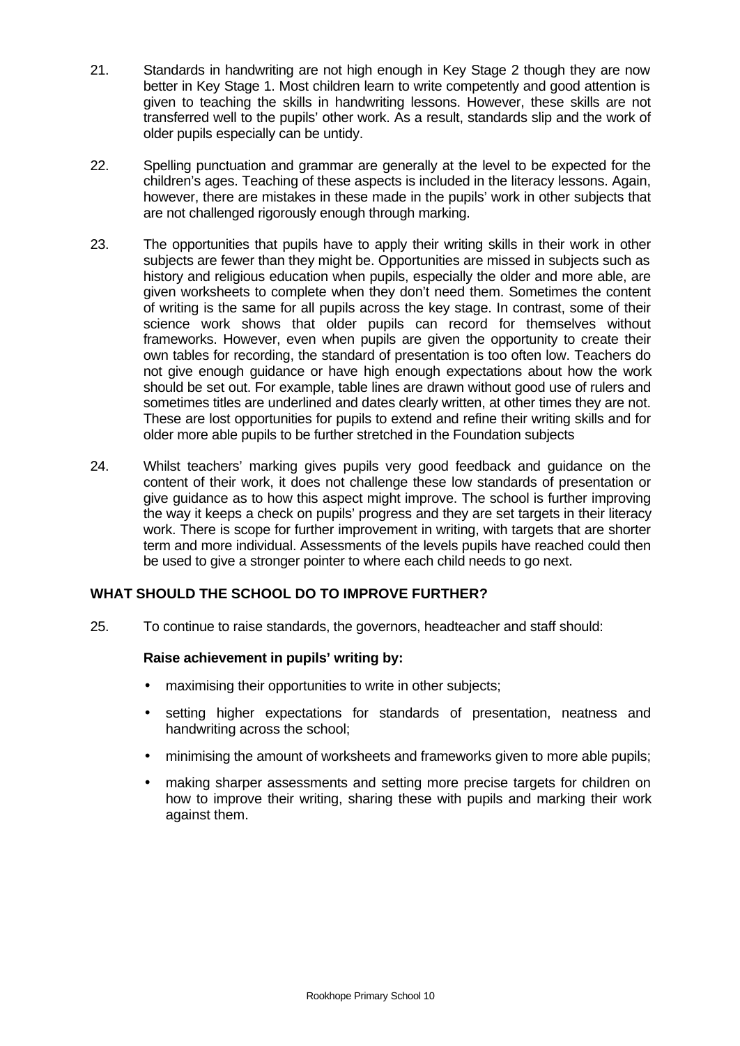21. Standards in handwriting are not high enough in Key Stage 2 though they are now better in Key Stage 1. Most children learn to write competently and good attention is given to teaching the skills in handwriting lessons. However, these skills are not transferred well to the pupils' other work. As a result, standards slip and the work of older pupils especially can be untidy.

22. Spelling punctuation and grammar are generally at the level to be expected for the children's ages. Teaching of these aspects is included in the literacy lessons. Again, however, there are mistakes in these made in the pupils' work in other subjects that are not challenged rigorously enough through marking.

23. The opportunities that pupils have to apply their writing skills in their work in other subjects are fewer than they might be. Opportunities are missed in subjects such as history and religious education when pupils, especially the older and more able, are given worksheets to complete when they don't need them. Sometimes the content of writing is the same for all pupils across the key stage. In contrast, some of their science work shows that older pupils can record for themselves without frameworks. However, even when pupils are given the opportunity to create their own tables for recording, the standard of presentation is too often low. Teachers do not give enough guidance or have high enough expectations about how the work should be set out. For example, table lines are drawn without good use of rulers and sometimes titles are underlined and dates clearly written, at other times they are not. These are lost opportunities for pupils to extend and refine their writing skills and for older more able pupils to be further stretched in the Foundation subjects

24. Whilst teachers' marking gives pupils very good feedback and guidance on the content of their work, it does not challenge these low standards of presentation or give guidance as to how this aspect might improve. The school is further improving the way it keeps a check on pupils' progress and they are set targets in their literacy work. There is scope for further improvement in writing, with targets that are shorter term and more individual. Assessments of the levels pupils have reached could then be used to give a stronger pointer to where each child needs to go next.

## WHAT SHOULD THE SCHOOL DO TO IMPROVE FURTHER?

25. To continue to raise standards, the governors, headteacher and staff should:

**Raise achievement in pupils' writing by:**

- maximising their opportunities to write in other subjects;
- setting higher expectations for standards of presentation, neatness and handwriting across the school;
- minimising the amount of worksheets and frameworks given to more able pupils;
- making sharper assessments and setting more precise targets for children on how to improve their writing, sharing these with pupils and marking their work against them.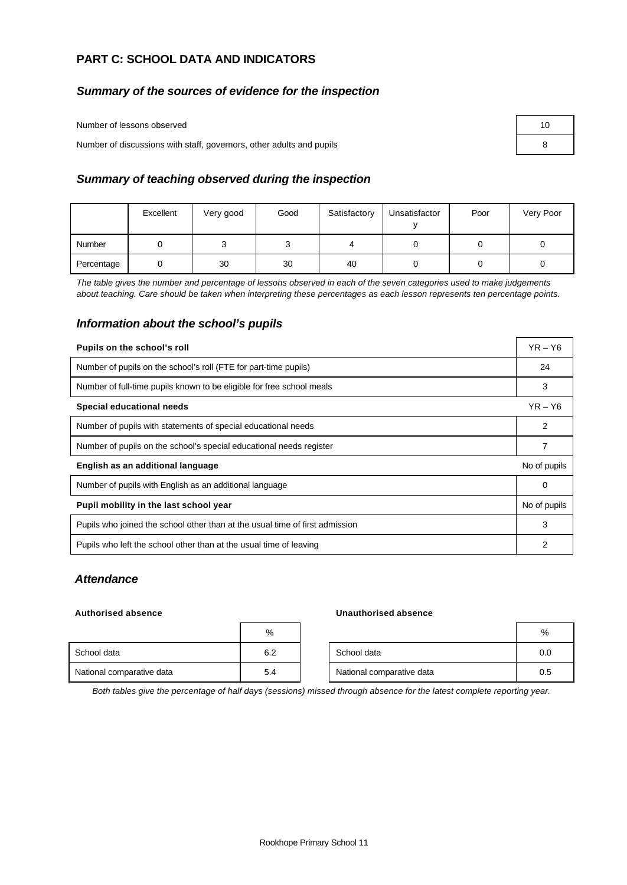## PART C: SCHOOL DATA AND INDICATORS

### *Summary of the sources of evidence for the inspection*

| | |
|---|---|
| Number of lessons observed | 10 |
| Number of discussions with staff, governors, other adults and pupils | 8 |

### *Summary of teaching observed during the inspection*

| | Excellent | Very good | Good | Satisfactory | Unsatisfactory | Poor | Very Poor |
|---|---|---|---|---|---|---|---|
| Number | 0 | 3 | 3 | 4 | 0 | 0 | 0 |
| Percentage | 0 | 30 | 30 | 40 | 0 | 0 | 0 |

*The table gives the number and percentage of lessons observed in each of the seven categories used to make judgements about teaching. Care should be taken when interpreting these percentages as each lesson represents ten percentage points.*

### *Information about the school's pupils*

| **Pupils on the school's roll** | YR – Y6 |
|---|---|
| Number of pupils on the school's roll (FTE for part-time pupils) | 24 |
| Number of full-time pupils known to be eligible for free school meals | 3 |
| **Special educational needs** | YR – Y6 |
| Number of pupils with statements of special educational needs | 2 |
| Number of pupils on the school's special educational needs register | 7 |
| **English as an additional language** | No of pupils |
| Number of pupils with English as an additional language | 0 |
| **Pupil mobility in the last school year** | No of pupils |
| Pupils who joined the school other than at the usual time of first admission | 3 |
| Pupils who left the school other than at the usual time of leaving | 2 |

### *Attendance*

**Authorised absence**

| | % |
|---|---|
| School data | 6.2 |
| National comparative data | 5.4 |

**Unauthorised absence**

| | % |
|---|---|
| School data | 0.0 |
| National comparative data | 0.5 |

*Both tables give the percentage of half days (sessions) missed through absence for the latest complete reporting year.*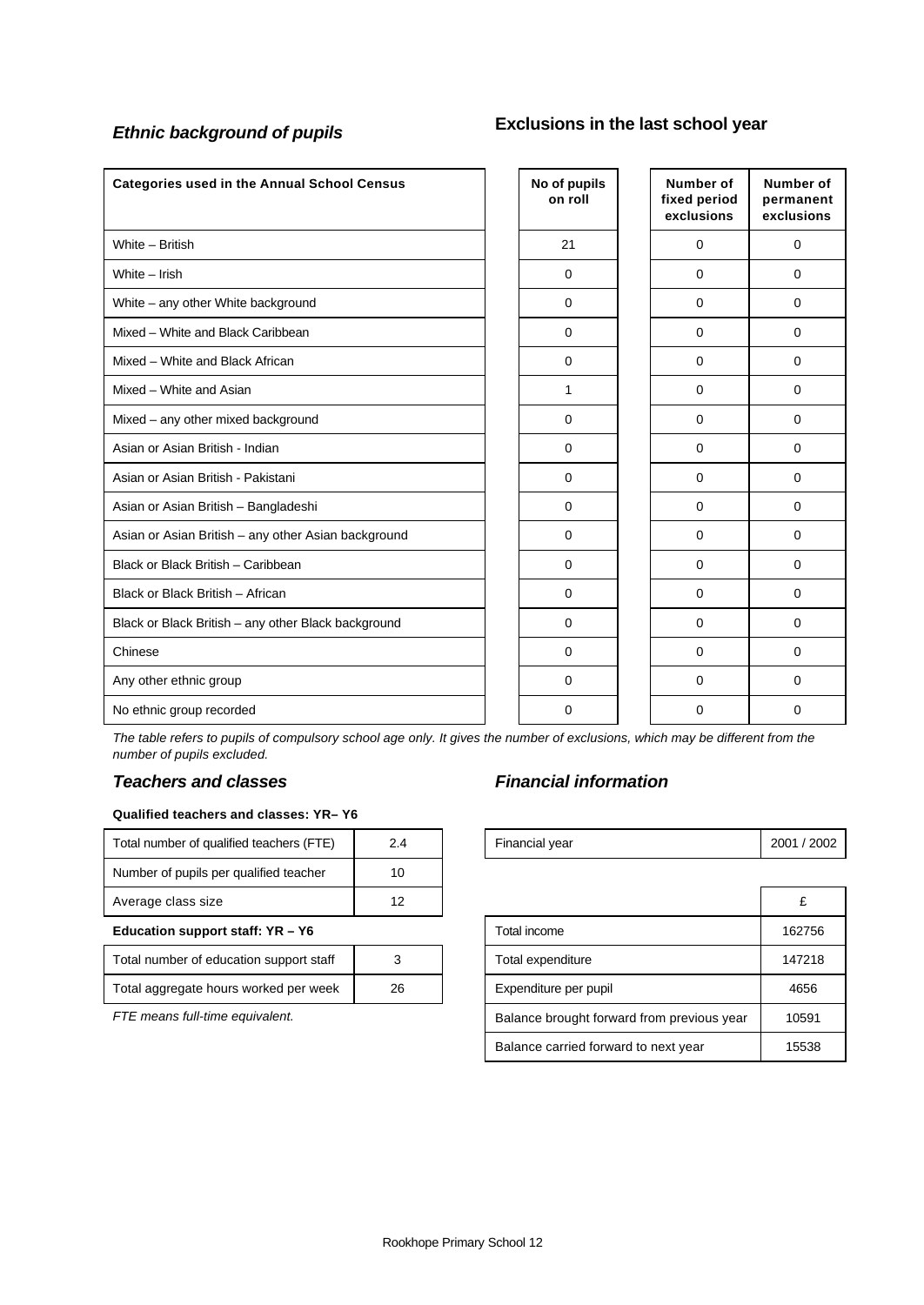### *Ethnic background of pupils*

### Exclusions in the last school year

| Categories used in the Annual School Census | No of pupils on roll | Number of fixed period exclusions | Number of permanent exclusions |
|---|---|---|---|
| White – British | 21 | 0 | 0 |
| White – Irish | 0 | 0 | 0 |
| White – any other White background | 0 | 0 | 0 |
| Mixed – White and Black Caribbean | 0 | 0 | 0 |
| Mixed – White and Black African | 0 | 0 | 0 |
| Mixed – White and Asian | 1 | 0 | 0 |
| Mixed – any other mixed background | 0 | 0 | 0 |
| Asian or Asian British - Indian | 0 | 0 | 0 |
| Asian or Asian British - Pakistani | 0 | 0 | 0 |
| Asian or Asian British – Bangladeshi | 0 | 0 | 0 |
| Asian or Asian British – any other Asian background | 0 | 0 | 0 |
| Black or Black British – Caribbean | 0 | 0 | 0 |
| Black or Black British – African | 0 | 0 | 0 |
| Black or Black British – any other Black background | 0 | 0 | 0 |
| Chinese | 0 | 0 | 0 |
| Any other ethnic group | 0 | 0 | 0 |
| No ethnic group recorded | 0 | 0 | 0 |

*The table refers to pupils of compulsory school age only. It gives the number of exclusions, which may be different from the number of pupils excluded.*

### *Teachers and classes*

**Qualified teachers and classes: YR– Y6**

| Total number of qualified teachers (FTE) | 2.4 |
|---|---|
| Number of pupils per qualified teacher | 10 |
| Average class size | 12 |

**Education support staff: YR – Y6**

| Total number of education support staff | 3 |
|---|---|
| Total aggregate hours worked per week | 26 |

*FTE means full-time equivalent.*

### *Financial information*

| Financial year | 2001 / 2002 |
|---|---|

| | £ |
|---|---|
| Total income | 162756 |
| Total expenditure | 147218 |
| Expenditure per pupil | 4656 |
| Balance brought forward from previous year | 10591 |
| Balance carried forward to next year | 15538 |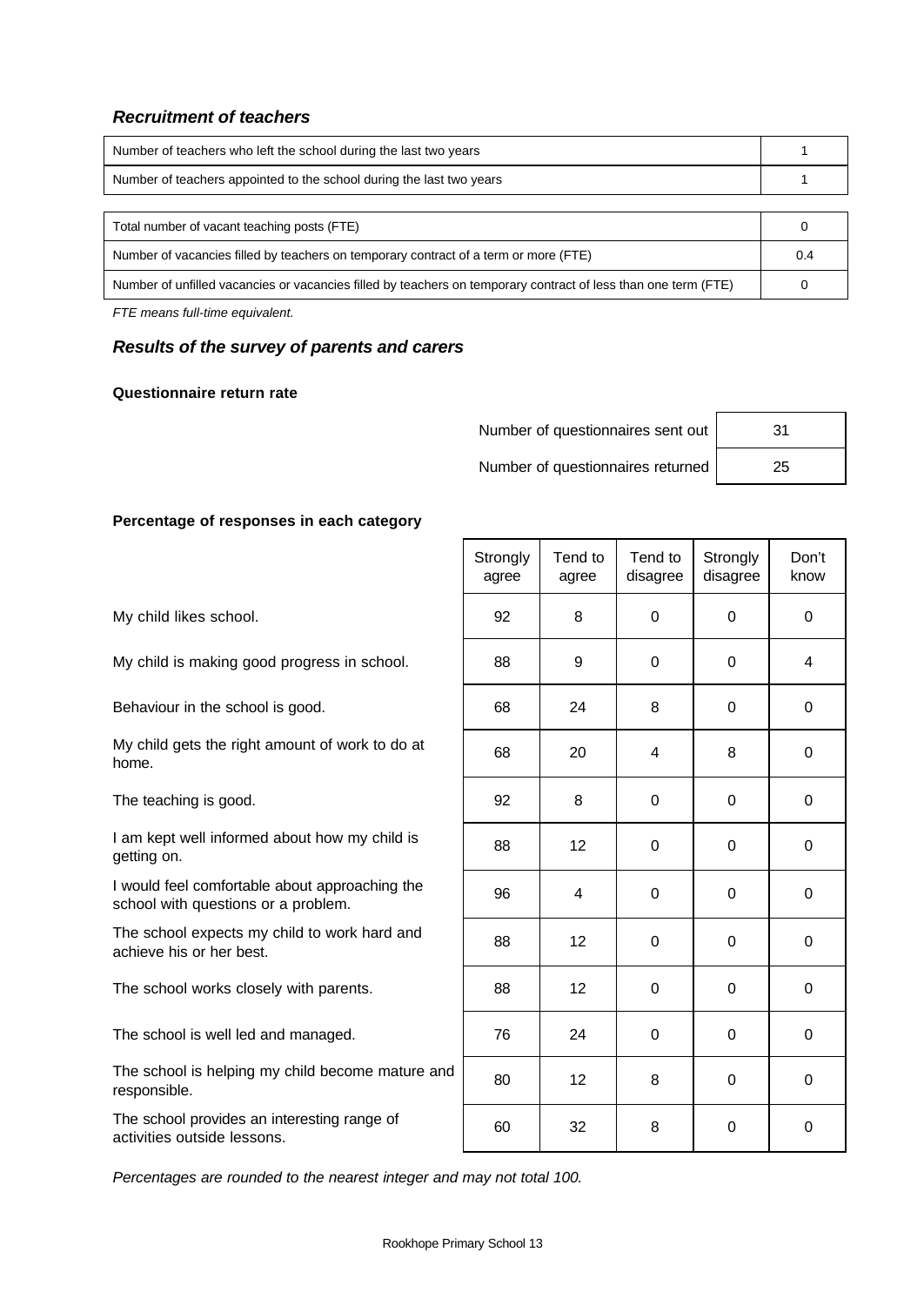### *Recruitment of teachers*

| | |
|---|---|
| Number of teachers who left the school during the last two years | 1 |
| Number of teachers appointed to the school during the last two years | 1 |

| | |
|---|---|
| Total number of vacant teaching posts (FTE) | 0 |
| Number of vacancies filled by teachers on temporary contract of a term or more (FTE) | 0.4 |
| Number of unfilled vacancies or vacancies filled by teachers on temporary contract of less than one term (FTE) | 0 |

*FTE means full-time equivalent.*

### *Results of the survey of parents and carers*

**Questionnaire return rate**

| | |
|---|---|
| Number of questionnaires sent out | 31 |
| Number of questionnaires returned | 25 |

**Percentage of responses in each category**

| | Strongly agree | Tend to agree | Tend to disagree | Strongly disagree | Don't know |
|---|---|---|---|---|---|
| My child likes school. | 92 | 8 | 0 | 0 | 0 |
| My child is making good progress in school. | 88 | 9 | 0 | 0 | 4 |
| Behaviour in the school is good. | 68 | 24 | 8 | 0 | 0 |
| My child gets the right amount of work to do at home. | 68 | 20 | 4 | 8 | 0 |
| The teaching is good. | 92 | 8 | 0 | 0 | 0 |
| I am kept well informed about how my child is getting on. | 88 | 12 | 0 | 0 | 0 |
| I would feel comfortable about approaching the school with questions or a problem. | 96 | 4 | 0 | 0 | 0 |
| The school expects my child to work hard and achieve his or her best. | 88 | 12 | 0 | 0 | 0 |
| The school works closely with parents. | 88 | 12 | 0 | 0 | 0 |
| The school is well led and managed. | 76 | 24 | 0 | 0 | 0 |
| The school is helping my child become mature and responsible. | 80 | 12 | 8 | 0 | 0 |
| The school provides an interesting range of activities outside lessons. | 60 | 32 | 8 | 0 | 0 |

*Percentages are rounded to the nearest integer and may not total 100.*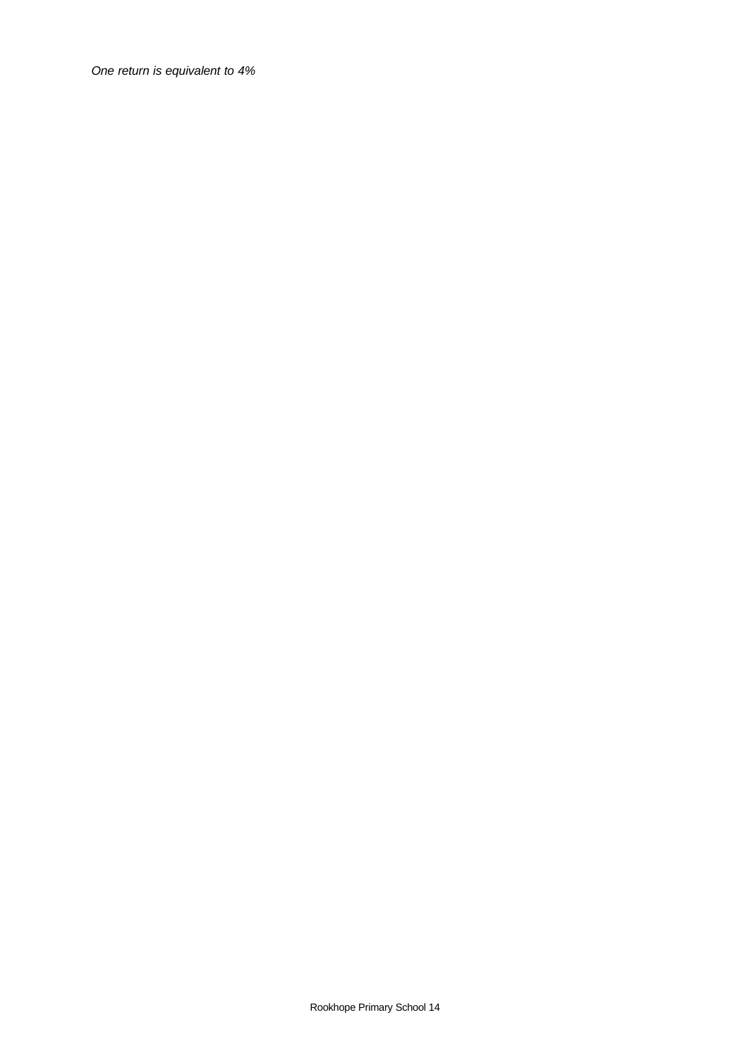*One return is equivalent to 4%*